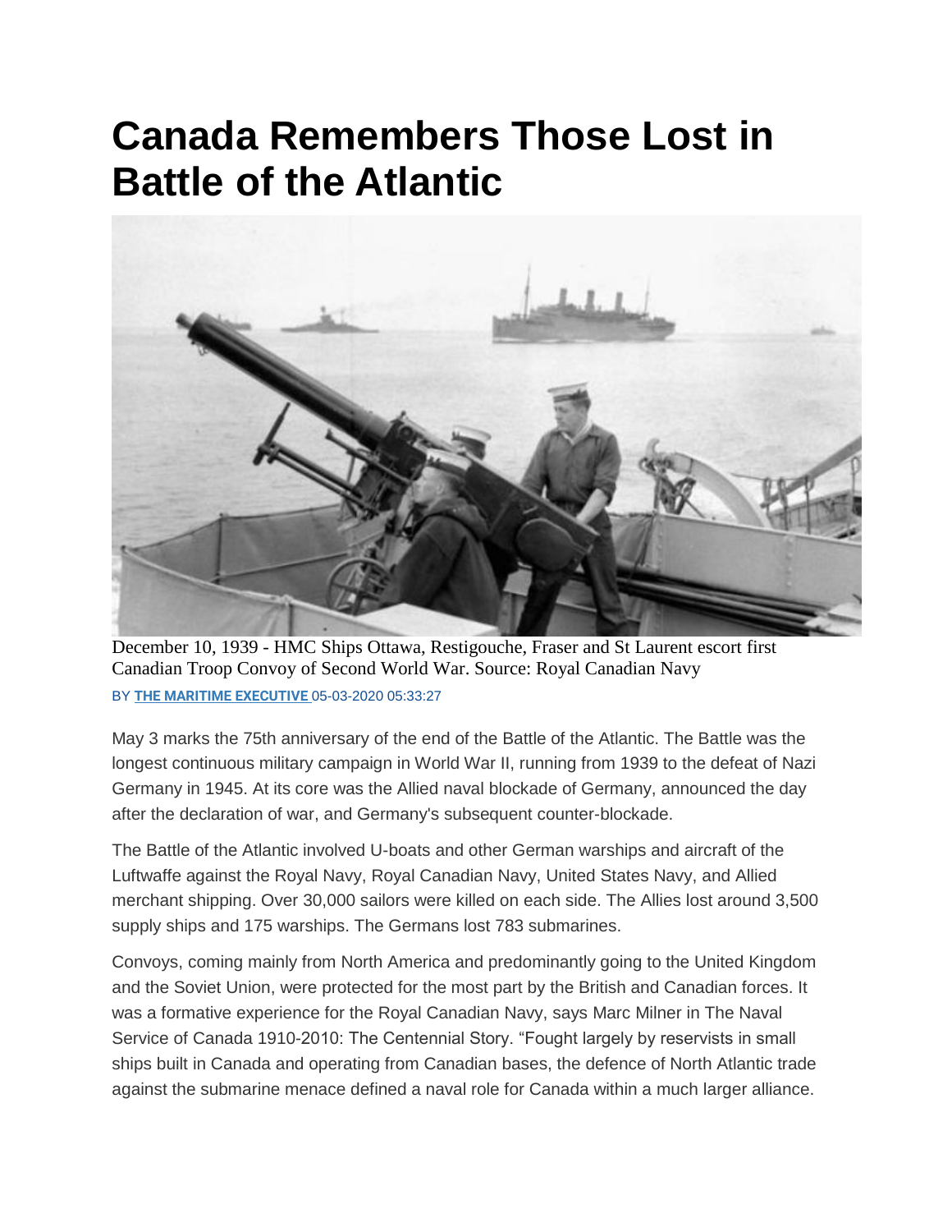# Canada Remembers Those Lost in Battle of the Atlantic

December 10, 1939 - HMC Ships Ottawa, Restigouche, Fraser and St Laurent escort first Canadian Troop Convoy of Second World War. Source: Royal Canadian Navy

BY **THE MARITIME EXECUTIVE** 05-03-2020 05:33:27

May 3 marks the 75th anniversary of the end of the Battle of the Atlantic. The Battle was the longest continuous military campaign in World War II, running from 1939 to the defeat of Nazi Germany in 1945. At its core was the Allied naval blockade of Germany, announced the day after the declaration of war, and Germany's subsequent counter-blockade.

The Battle of the Atlantic involved U-boats and other German warships and aircraft of the Luftwaffe against the Royal Navy, Royal Canadian Navy, United States Navy, and Allied merchant shipping. Over 30,000 sailors were killed on each side. The Allies lost around 3,500 supply ships and 175 warships. The Germans lost 783 submarines.

Convoys, coming mainly from North America and predominantly going to the United Kingdom and the Soviet Union, were protected for the most part by the British and Canadian forces. It was a formative experience for the Royal Canadian Navy, says Marc Milner in The Naval Service of Canada 1910-2010: The Centennial Story. "Fought largely by reservists in small ships built in Canada and operating from Canadian bases, the defence of North Atlantic trade against the submarine menace defined a naval role for Canada within a much larger alliance.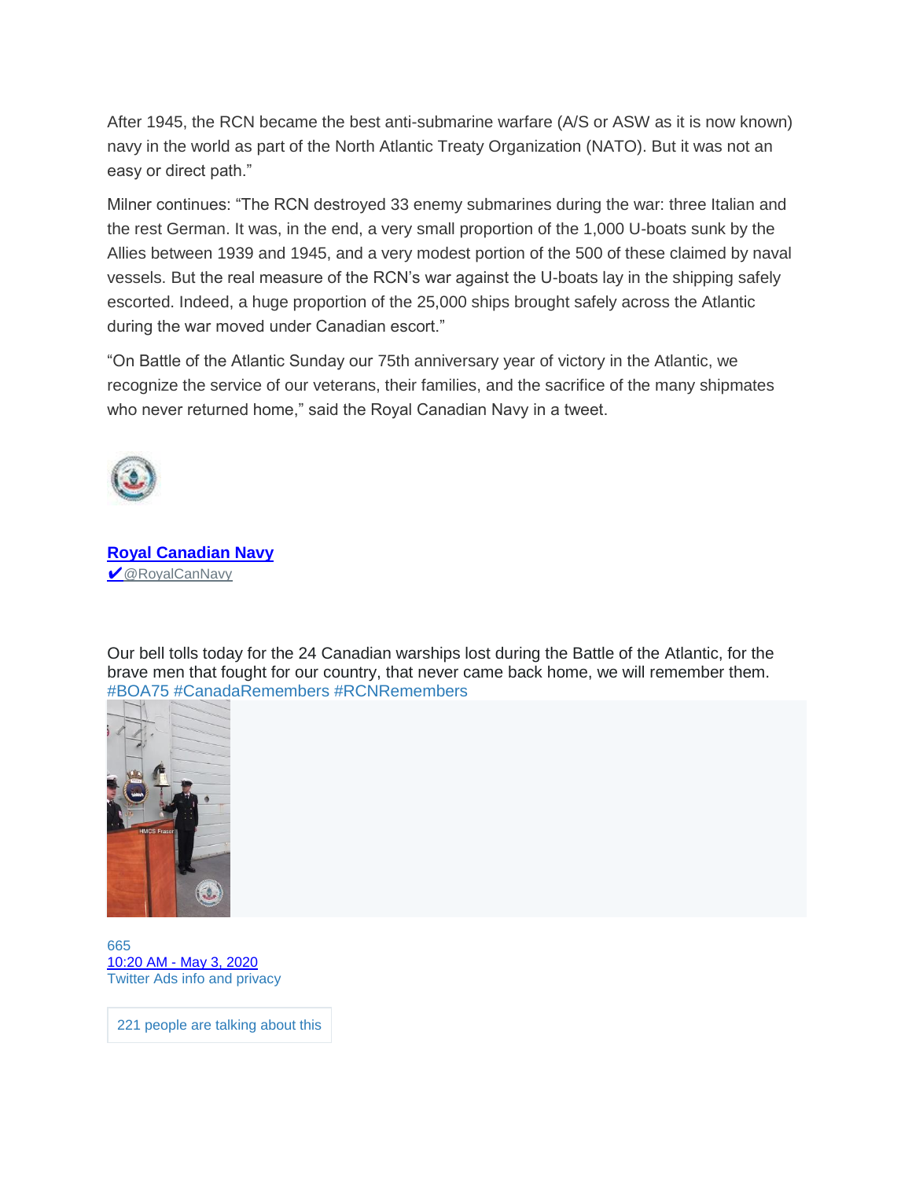After 1945, the RCN became the best anti-submarine warfare (A/S or ASW as it is now known) navy in the world as part of the North Atlantic Treaty Organization (NATO). But it was not an easy or direct path."

Milner continues: "The RCN destroyed 33 enemy submarines during the war: three Italian and the rest German. It was, in the end, a very small proportion of the 1,000 U-boats sunk by the Allies between 1939 and 1945, and a very modest portion of the 500 of these claimed by naval vessels. But the real measure of the RCN's war against the U-boats lay in the shipping safely escorted. Indeed, a huge proportion of the 25,000 ships brought safely across the Atlantic during the war moved under Canadian escort."

"On Battle of the Atlantic Sunday our 75th anniversary year of victory in the Atlantic, we recognize the service of our veterans, their families, and the sacrifice of the many shipmates who never returned home," said the Royal Canadian Navy in a tweet.

**Royal Canadian Navy**
✔@RoyalCanNavy

Our bell tolls today for the 24 Canadian warships lost during the Battle of the Atlantic, for the brave men that fought for our country, that never came back home, we will remember them. #BOA75 #CanadaRemembers #RCNRemembers

665
10:20 AM - May 3, 2020
Twitter Ads info and privacy

221 people are talking about this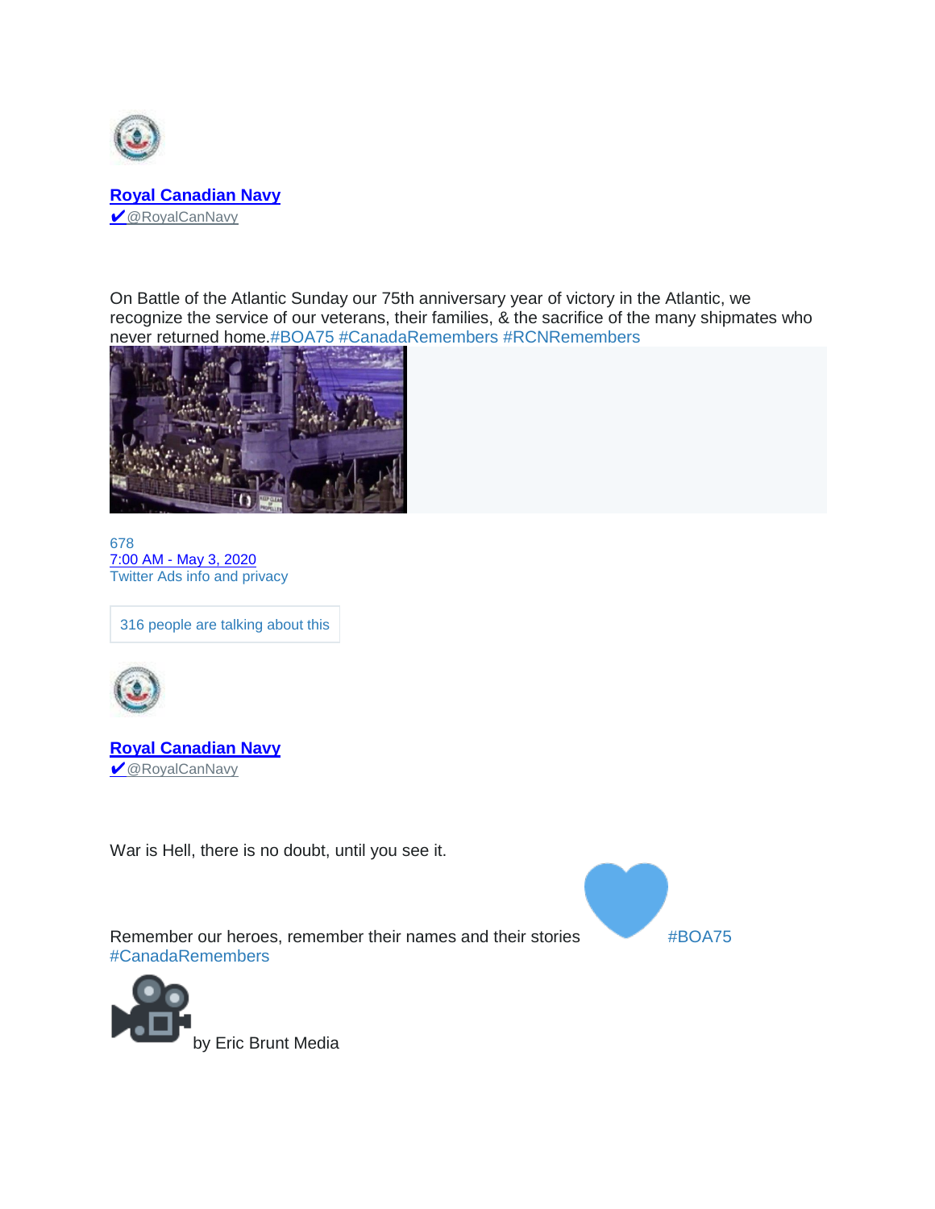[**Royal Canadian Navy**](#)
✔@RoyalCanNavy

On Battle of the Atlantic Sunday our 75th anniversary year of victory in the Atlantic, we recognize the service of our veterans, their families, & the sacrifice of the many shipmates who never returned home.#BOA75 #CanadaRemembers #RCNRemembers

678
[7:00 AM - May 3, 2020](#)
Twitter Ads info and privacy

316 people are talking about this

[**Royal Canadian Navy**](#)
✔@RoyalCanNavy

War is Hell, there is no doubt, until you see it.

Remember our heroes, remember their names and their stories 💙 #BOA75 #CanadaRemembers

🎥 by Eric Brunt Media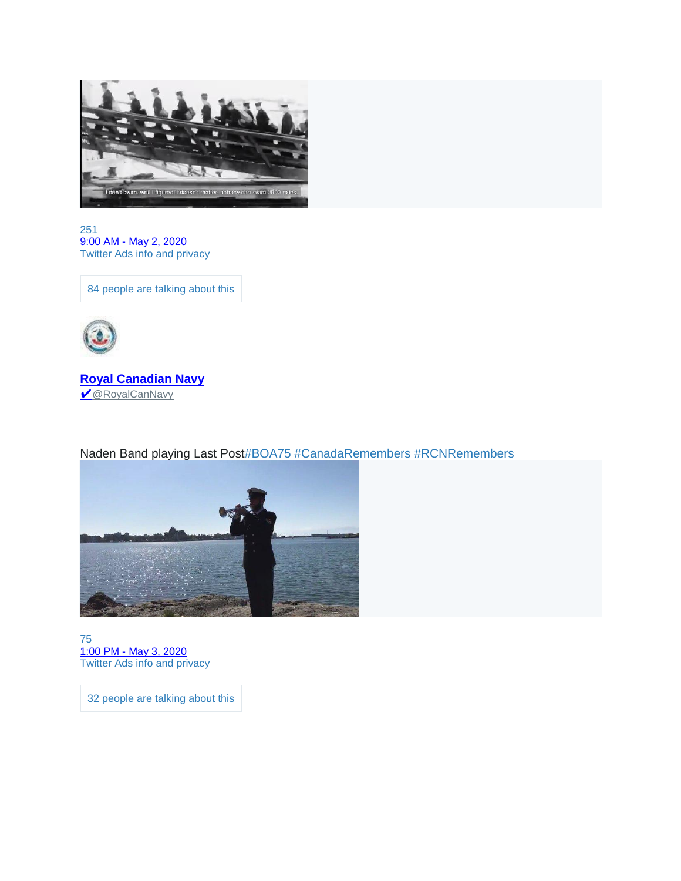251
9:00 AM - May 2, 2020
Twitter Ads info and privacy

84 people are talking about this

**Royal Canadian Navy**
✔@RoyalCanNavy

Naden Band playing Last Post#BOA75 #CanadaRemembers #RCNRemembers

75
1:00 PM - May 3, 2020
Twitter Ads info and privacy

32 people are talking about this